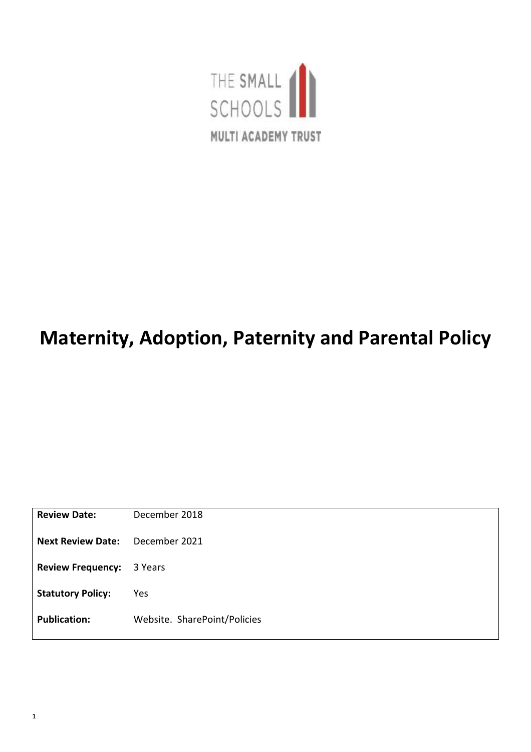THE SMALL SCHOOLS

MULTI ACADEMY TRUST

# Maternity, Adoption, Paternity and Parental Policy

| | |
|---|---|
| **Review Date:** | December 2018 |
| **Next Review Date:** | December 2021 |
| **Review Frequency:** | 3 Years |
| **Statutory Policy:** | Yes |
| **Publication:** | Website. SharePoint/Policies |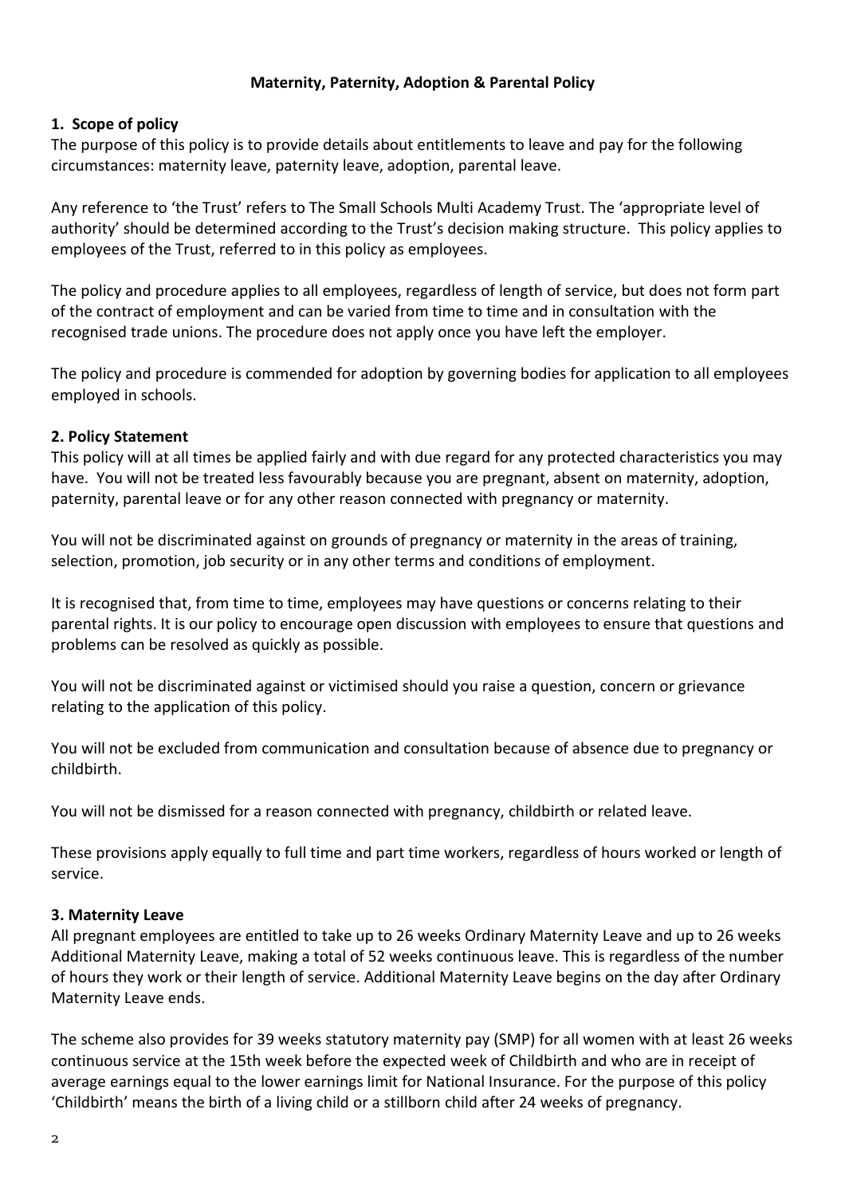**Maternity, Paternity, Adoption & Parental Policy**

### 1. Scope of policy

The purpose of this policy is to provide details about entitlements to leave and pay for the following circumstances: maternity leave, paternity leave, adoption, parental leave.

Any reference to 'the Trust' refers to The Small Schools Multi Academy Trust. The 'appropriate level of authority' should be determined according to the Trust's decision making structure. This policy applies to employees of the Trust, referred to in this policy as employees.

The policy and procedure applies to all employees, regardless of length of service, but does not form part of the contract of employment and can be varied from time to time and in consultation with the recognised trade unions. The procedure does not apply once you have left the employer.

The policy and procedure is commended for adoption by governing bodies for application to all employees employed in schools.

### 2. Policy Statement

This policy will at all times be applied fairly and with due regard for any protected characteristics you may have. You will not be treated less favourably because you are pregnant, absent on maternity, adoption, paternity, parental leave or for any other reason connected with pregnancy or maternity.

You will not be discriminated against on grounds of pregnancy or maternity in the areas of training, selection, promotion, job security or in any other terms and conditions of employment.

It is recognised that, from time to time, employees may have questions or concerns relating to their parental rights. It is our policy to encourage open discussion with employees to ensure that questions and problems can be resolved as quickly as possible.

You will not be discriminated against or victimised should you raise a question, concern or grievance relating to the application of this policy.

You will not be excluded from communication and consultation because of absence due to pregnancy or childbirth.

You will not be dismissed for a reason connected with pregnancy, childbirth or related leave.

These provisions apply equally to full time and part time workers, regardless of hours worked or length of service.

### 3. Maternity Leave

All pregnant employees are entitled to take up to 26 weeks Ordinary Maternity Leave and up to 26 weeks Additional Maternity Leave, making a total of 52 weeks continuous leave. This is regardless of the number of hours they work or their length of service. Additional Maternity Leave begins on the day after Ordinary Maternity Leave ends.

The scheme also provides for 39 weeks statutory maternity pay (SMP) for all women with at least 26 weeks continuous service at the 15th week before the expected week of Childbirth and who are in receipt of average earnings equal to the lower earnings limit for National Insurance. For the purpose of this policy 'Childbirth' means the birth of a living child or a stillborn child after 24 weeks of pregnancy.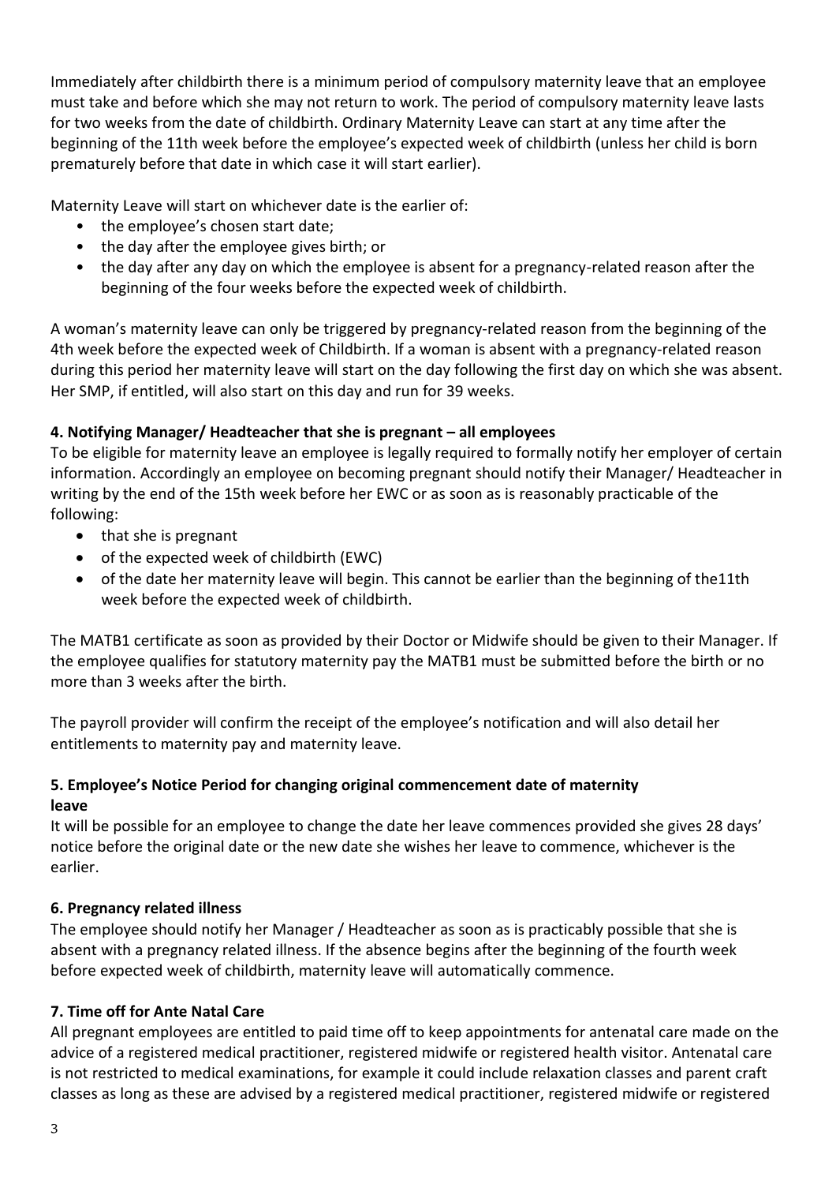Immediately after childbirth there is a minimum period of compulsory maternity leave that an employee must take and before which she may not return to work. The period of compulsory maternity leave lasts for two weeks from the date of childbirth. Ordinary Maternity Leave can start at any time after the beginning of the 11th week before the employee's expected week of childbirth (unless her child is born prematurely before that date in which case it will start earlier).

Maternity Leave will start on whichever date is the earlier of:

- the employee's chosen start date;
- the day after the employee gives birth; or
- the day after any day on which the employee is absent for a pregnancy-related reason after the beginning of the four weeks before the expected week of childbirth.

A woman's maternity leave can only be triggered by pregnancy-related reason from the beginning of the 4th week before the expected week of Childbirth. If a woman is absent with a pregnancy-related reason during this period her maternity leave will start on the day following the first day on which she was absent. Her SMP, if entitled, will also start on this day and run for 39 weeks.

### 4. Notifying Manager/ Headteacher that she is pregnant – all employees

To be eligible for maternity leave an employee is legally required to formally notify her employer of certain information. Accordingly an employee on becoming pregnant should notify their Manager/ Headteacher in writing by the end of the 15th week before her EWC or as soon as is reasonably practicable of the following:

- that she is pregnant
- of the expected week of childbirth (EWC)
- of the date her maternity leave will begin. This cannot be earlier than the beginning of the11th week before the expected week of childbirth.

The MATB1 certificate as soon as provided by their Doctor or Midwife should be given to their Manager. If the employee qualifies for statutory maternity pay the MATB1 must be submitted before the birth or no more than 3 weeks after the birth.

The payroll provider will confirm the receipt of the employee's notification and will also detail her entitlements to maternity pay and maternity leave.

### 5. Employee's Notice Period for changing original commencement date of maternity leave

It will be possible for an employee to change the date her leave commences provided she gives 28 days' notice before the original date or the new date she wishes her leave to commence, whichever is the earlier.

### 6. Pregnancy related illness

The employee should notify her Manager / Headteacher as soon as is practicably possible that she is absent with a pregnancy related illness. If the absence begins after the beginning of the fourth week before expected week of childbirth, maternity leave will automatically commence.

### 7. Time off for Ante Natal Care

All pregnant employees are entitled to paid time off to keep appointments for antenatal care made on the advice of a registered medical practitioner, registered midwife or registered health visitor. Antenatal care is not restricted to medical examinations, for example it could include relaxation classes and parent craft classes as long as these are advised by a registered medical practitioner, registered midwife or registered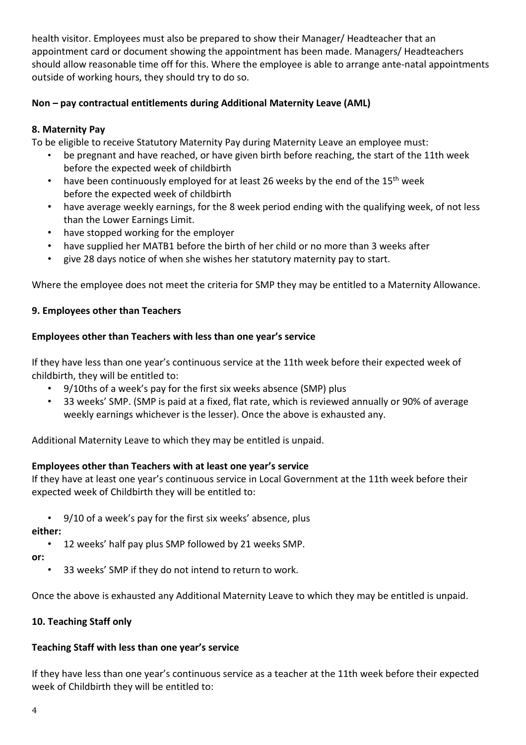health visitor. Employees must also be prepared to show their Manager/ Headteacher that an appointment card or document showing the appointment has been made. Managers/ Headteachers should allow reasonable time off for this. Where the employee is able to arrange ante-natal appointments outside of working hours, they should try to do so.

**Non – pay contractual entitlements during Additional Maternity Leave (AML)**

**8. Maternity Pay**

To be eligible to receive Statutory Maternity Pay during Maternity Leave an employee must:

- be pregnant and have reached, or have given birth before reaching, the start of the 11th week before the expected week of childbirth
- have been continuously employed for at least 26 weeks by the end of the 15th week before the expected week of childbirth
- have average weekly earnings, for the 8 week period ending with the qualifying week, of not less than the Lower Earnings Limit.
- have stopped working for the employer
- have supplied her MATB1 before the birth of her child or no more than 3 weeks after
- give 28 days notice of when she wishes her statutory maternity pay to start.

Where the employee does not meet the criteria for SMP they may be entitled to a Maternity Allowance.

**9. Employees other than Teachers**

**Employees other than Teachers with less than one year's service**

If they have less than one year's continuous service at the 11th week before their expected week of childbirth, they will be entitled to:

- 9/10ths of a week's pay for the first six weeks absence (SMP) plus
- 33 weeks' SMP. (SMP is paid at a fixed, flat rate, which is reviewed annually or 90% of average weekly earnings whichever is the lesser). Once the above is exhausted any.

Additional Maternity Leave to which they may be entitled is unpaid.

**Employees other than Teachers with at least one year's service**

If they have at least one year's continuous service in Local Government at the 11th week before their expected week of Childbirth they will be entitled to:

- 9/10 of a week's pay for the first six weeks' absence, plus

**either:**

- 12 weeks' half pay plus SMP followed by 21 weeks SMP.

**or:**

- 33 weeks' SMP if they do not intend to return to work.

Once the above is exhausted any Additional Maternity Leave to which they may be entitled is unpaid.

**10. Teaching Staff only**

**Teaching Staff with less than one year's service**

If they have less than one year's continuous service as a teacher at the 11th week before their expected week of Childbirth they will be entitled to: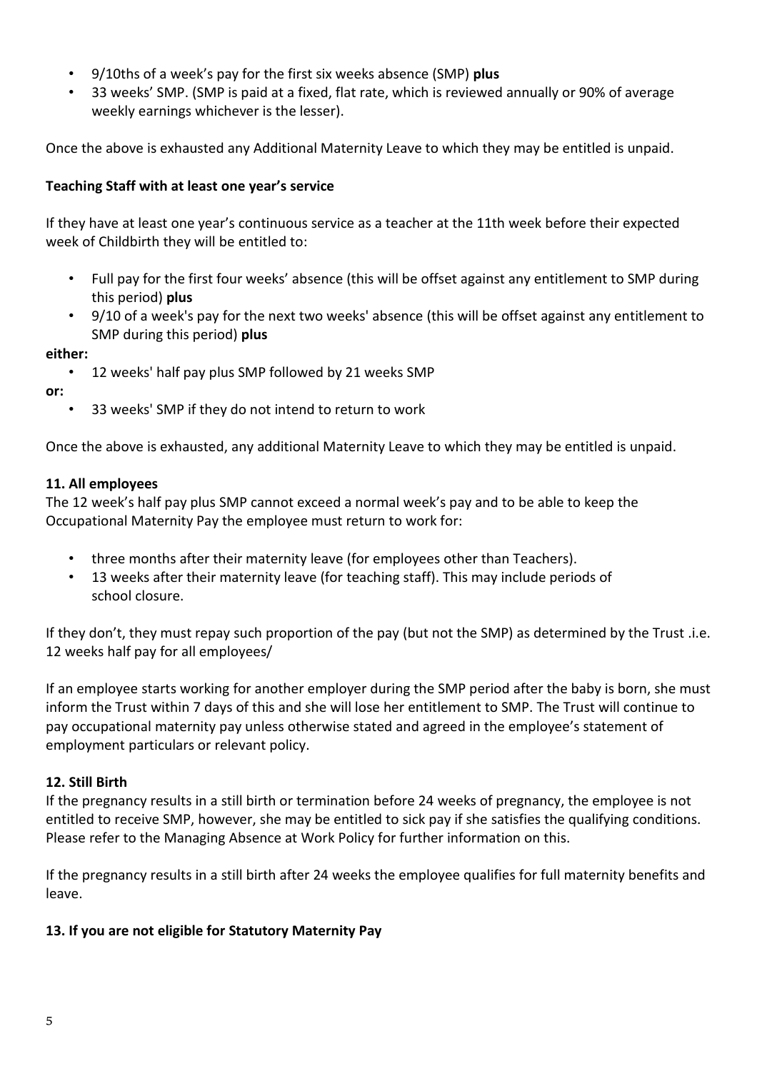- 9/10ths of a week's pay for the first six weeks absence (SMP) **plus**
- 33 weeks' SMP. (SMP is paid at a fixed, flat rate, which is reviewed annually or 90% of average weekly earnings whichever is the lesser).

Once the above is exhausted any Additional Maternity Leave to which they may be entitled is unpaid.

**Teaching Staff with at least one year's service**

If they have at least one year's continuous service as a teacher at the 11th week before their expected week of Childbirth they will be entitled to:

- Full pay for the first four weeks' absence (this will be offset against any entitlement to SMP during this period) **plus**
- 9/10 of a week's pay for the next two weeks' absence (this will be offset against any entitlement to SMP during this period) **plus**

**either:**

- 12 weeks' half pay plus SMP followed by 21 weeks SMP

**or:**

- 33 weeks' SMP if they do not intend to return to work

Once the above is exhausted, any additional Maternity Leave to which they may be entitled is unpaid.

**11. All employees**

The 12 week's half pay plus SMP cannot exceed a normal week's pay and to be able to keep the Occupational Maternity Pay the employee must return to work for:

- three months after their maternity leave (for employees other than Teachers).
- 13 weeks after their maternity leave (for teaching staff). This may include periods of school closure.

If they don't, they must repay such proportion of the pay (but not the SMP) as determined by the Trust .i.e. 12 weeks half pay for all employees/

If an employee starts working for another employer during the SMP period after the baby is born, she must inform the Trust within 7 days of this and she will lose her entitlement to SMP. The Trust will continue to pay occupational maternity pay unless otherwise stated and agreed in the employee's statement of employment particulars or relevant policy.

**12. Still Birth**

If the pregnancy results in a still birth or termination before 24 weeks of pregnancy, the employee is not entitled to receive SMP, however, she may be entitled to sick pay if she satisfies the qualifying conditions. Please refer to the Managing Absence at Work Policy for further information on this.

If the pregnancy results in a still birth after 24 weeks the employee qualifies for full maternity benefits and leave.

**13. If you are not eligible for Statutory Maternity Pay**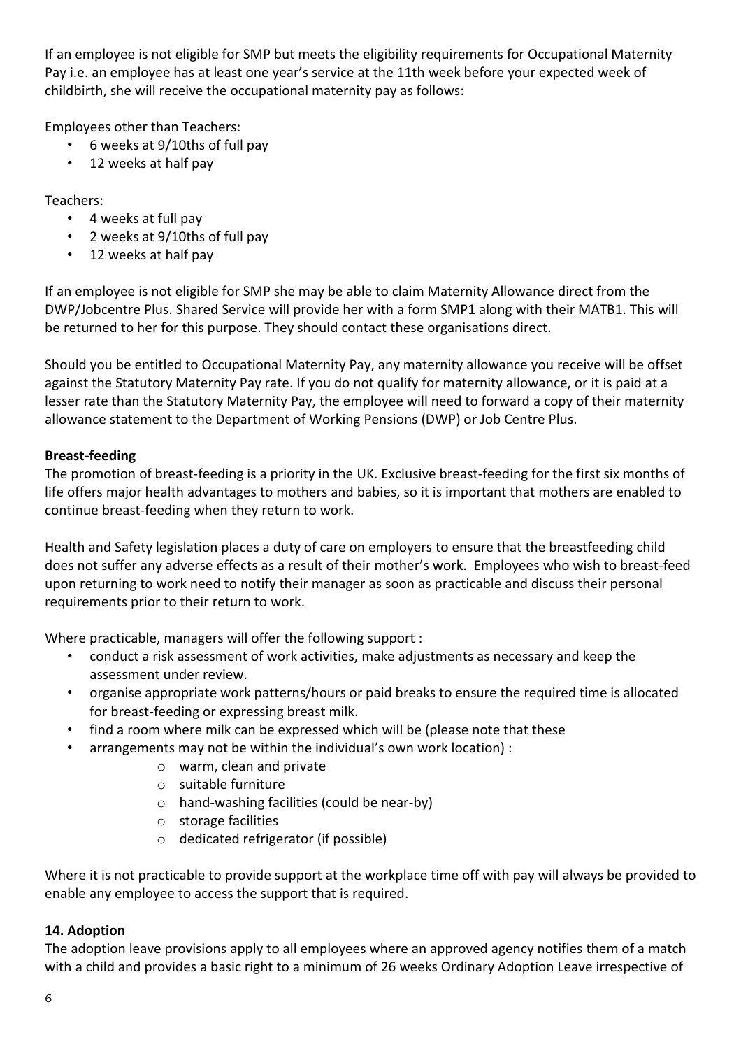If an employee is not eligible for SMP but meets the eligibility requirements for Occupational Maternity Pay i.e. an employee has at least one year's service at the 11th week before your expected week of childbirth, she will receive the occupational maternity pay as follows:

Employees other than Teachers:

- 6 weeks at 9/10ths of full pay
- 12 weeks at half pay

Teachers:

- 4 weeks at full pay
- 2 weeks at 9/10ths of full pay
- 12 weeks at half pay

If an employee is not eligible for SMP she may be able to claim Maternity Allowance direct from the DWP/Jobcentre Plus. Shared Service will provide her with a form SMP1 along with their MATB1. This will be returned to her for this purpose. They should contact these organisations direct.

Should you be entitled to Occupational Maternity Pay, any maternity allowance you receive will be offset against the Statutory Maternity Pay rate. If you do not qualify for maternity allowance, or it is paid at a lesser rate than the Statutory Maternity Pay, the employee will need to forward a copy of their maternity allowance statement to the Department of Working Pensions (DWP) or Job Centre Plus.

**Breast-feeding**

The promotion of breast-feeding is a priority in the UK. Exclusive breast-feeding for the first six months of life offers major health advantages to mothers and babies, so it is important that mothers are enabled to continue breast-feeding when they return to work.

Health and Safety legislation places a duty of care on employers to ensure that the breastfeeding child does not suffer any adverse effects as a result of their mother's work. Employees who wish to breast-feed upon returning to work need to notify their manager as soon as practicable and discuss their personal requirements prior to their return to work.

Where practicable, managers will offer the following support :

- conduct a risk assessment of work activities, make adjustments as necessary and keep the assessment under review.
- organise appropriate work patterns/hours or paid breaks to ensure the required time is allocated for breast-feeding or expressing breast milk.
- find a room where milk can be expressed which will be (please note that these
- arrangements may not be within the individual's own work location) :
    - warm, clean and private
    - suitable furniture
    - hand-washing facilities (could be near-by)
    - storage facilities
    - dedicated refrigerator (if possible)

Where it is not practicable to provide support at the workplace time off with pay will always be provided to enable any employee to access the support that is required.

**14. Adoption**

The adoption leave provisions apply to all employees where an approved agency notifies them of a match with a child and provides a basic right to a minimum of 26 weeks Ordinary Adoption Leave irrespective of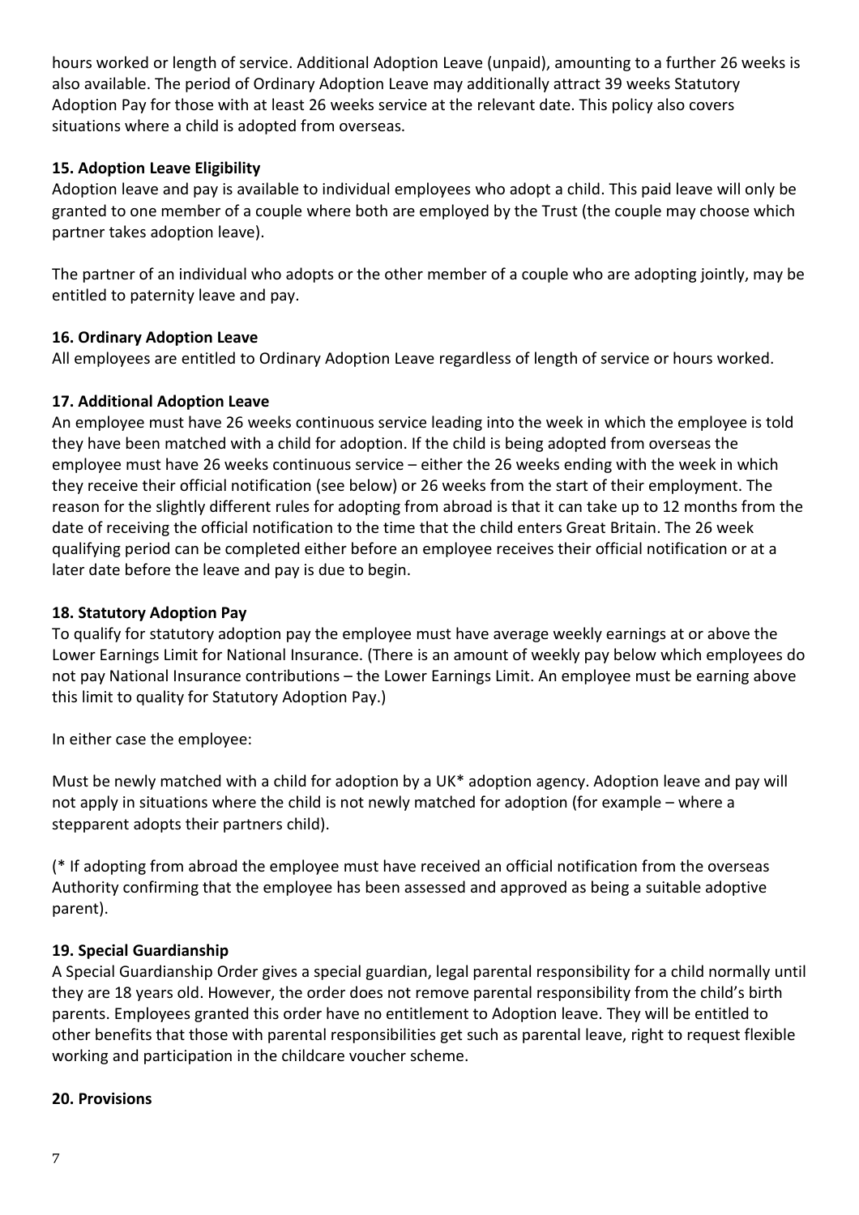hours worked or length of service. Additional Adoption Leave (unpaid), amounting to a further 26 weeks is also available. The period of Ordinary Adoption Leave may additionally attract 39 weeks Statutory Adoption Pay for those with at least 26 weeks service at the relevant date. This policy also covers situations where a child is adopted from overseas.

### 15. Adoption Leave Eligibility

Adoption leave and pay is available to individual employees who adopt a child. This paid leave will only be granted to one member of a couple where both are employed by the Trust (the couple may choose which partner takes adoption leave).

The partner of an individual who adopts or the other member of a couple who are adopting jointly, may be entitled to paternity leave and pay.

### 16. Ordinary Adoption Leave

All employees are entitled to Ordinary Adoption Leave regardless of length of service or hours worked.

### 17. Additional Adoption Leave

An employee must have 26 weeks continuous service leading into the week in which the employee is told they have been matched with a child for adoption. If the child is being adopted from overseas the employee must have 26 weeks continuous service – either the 26 weeks ending with the week in which they receive their official notification (see below) or 26 weeks from the start of their employment. The reason for the slightly different rules for adopting from abroad is that it can take up to 12 months from the date of receiving the official notification to the time that the child enters Great Britain. The 26 week qualifying period can be completed either before an employee receives their official notification or at a later date before the leave and pay is due to begin.

### 18. Statutory Adoption Pay

To qualify for statutory adoption pay the employee must have average weekly earnings at or above the Lower Earnings Limit for National Insurance. (There is an amount of weekly pay below which employees do not pay National Insurance contributions – the Lower Earnings Limit. An employee must be earning above this limit to quality for Statutory Adoption Pay.)

In either case the employee:

Must be newly matched with a child for adoption by a UK* adoption agency. Adoption leave and pay will not apply in situations where the child is not newly matched for adoption (for example – where a stepparent adopts their partners child).

(* If adopting from abroad the employee must have received an official notification from the overseas Authority confirming that the employee has been assessed and approved as being a suitable adoptive parent).

### 19. Special Guardianship

A Special Guardianship Order gives a special guardian, legal parental responsibility for a child normally until they are 18 years old. However, the order does not remove parental responsibility from the child's birth parents. Employees granted this order have no entitlement to Adoption leave. They will be entitled to other benefits that those with parental responsibilities get such as parental leave, right to request flexible working and participation in the childcare voucher scheme.

### 20. Provisions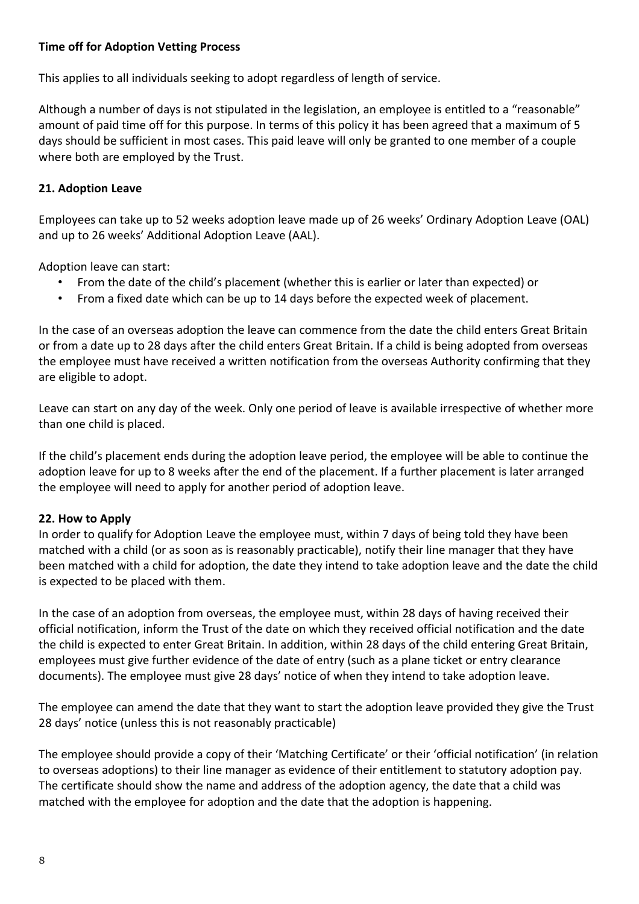**Time off for Adoption Vetting Process**

This applies to all individuals seeking to adopt regardless of length of service.

Although a number of days is not stipulated in the legislation, an employee is entitled to a "reasonable" amount of paid time off for this purpose. In terms of this policy it has been agreed that a maximum of 5 days should be sufficient in most cases. This paid leave will only be granted to one member of a couple where both are employed by the Trust.

**21. Adoption Leave**

Employees can take up to 52 weeks adoption leave made up of 26 weeks' Ordinary Adoption Leave (OAL) and up to 26 weeks' Additional Adoption Leave (AAL).

Adoption leave can start:

- From the date of the child's placement (whether this is earlier or later than expected) or
- From a fixed date which can be up to 14 days before the expected week of placement.

In the case of an overseas adoption the leave can commence from the date the child enters Great Britain or from a date up to 28 days after the child enters Great Britain. If a child is being adopted from overseas the employee must have received a written notification from the overseas Authority confirming that they are eligible to adopt.

Leave can start on any day of the week. Only one period of leave is available irrespective of whether more than one child is placed.

If the child's placement ends during the adoption leave period, the employee will be able to continue the adoption leave for up to 8 weeks after the end of the placement. If a further placement is later arranged the employee will need to apply for another period of adoption leave.

**22. How to Apply**

In order to qualify for Adoption Leave the employee must, within 7 days of being told they have been matched with a child (or as soon as is reasonably practicable), notify their line manager that they have been matched with a child for adoption, the date they intend to take adoption leave and the date the child is expected to be placed with them.

In the case of an adoption from overseas, the employee must, within 28 days of having received their official notification, inform the Trust of the date on which they received official notification and the date the child is expected to enter Great Britain. In addition, within 28 days of the child entering Great Britain, employees must give further evidence of the date of entry (such as a plane ticket or entry clearance documents). The employee must give 28 days' notice of when they intend to take adoption leave.

The employee can amend the date that they want to start the adoption leave provided they give the Trust 28 days' notice (unless this is not reasonably practicable)

The employee should provide a copy of their 'Matching Certificate' or their 'official notification' (in relation to overseas adoptions) to their line manager as evidence of their entitlement to statutory adoption pay. The certificate should show the name and address of the adoption agency, the date that a child was matched with the employee for adoption and the date that the adoption is happening.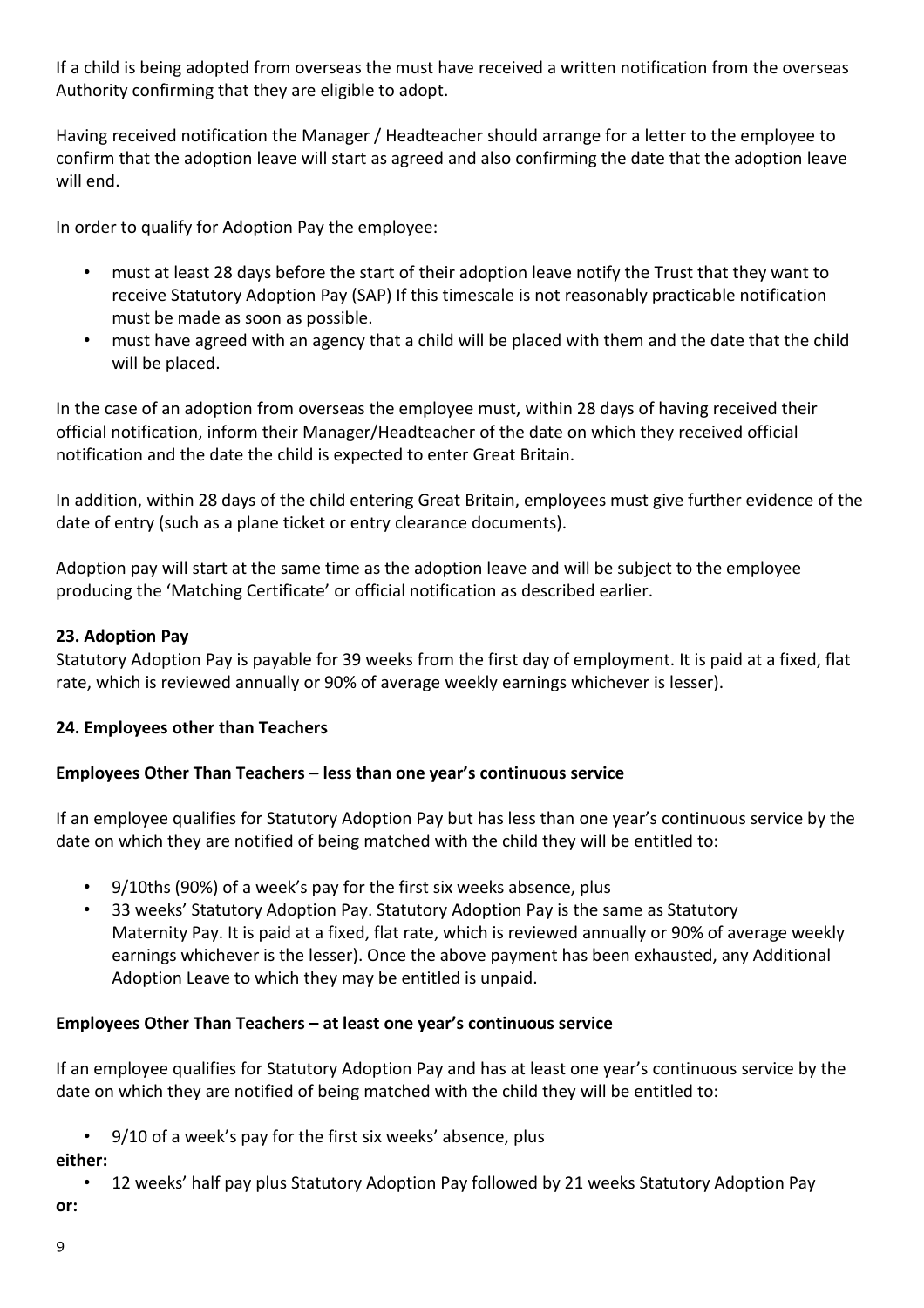If a child is being adopted from overseas the must have received a written notification from the overseas Authority confirming that they are eligible to adopt.

Having received notification the Manager / Headteacher should arrange for a letter to the employee to confirm that the adoption leave will start as agreed and also confirming the date that the adoption leave will end.

In order to qualify for Adoption Pay the employee:

- must at least 28 days before the start of their adoption leave notify the Trust that they want to receive Statutory Adoption Pay (SAP) If this timescale is not reasonably practicable notification must be made as soon as possible.
- must have agreed with an agency that a child will be placed with them and the date that the child will be placed.

In the case of an adoption from overseas the employee must, within 28 days of having received their official notification, inform their Manager/Headteacher of the date on which they received official notification and the date the child is expected to enter Great Britain.

In addition, within 28 days of the child entering Great Britain, employees must give further evidence of the date of entry (such as a plane ticket or entry clearance documents).

Adoption pay will start at the same time as the adoption leave and will be subject to the employee producing the 'Matching Certificate' or official notification as described earlier.

**23. Adoption Pay**

Statutory Adoption Pay is payable for 39 weeks from the first day of employment. It is paid at a fixed, flat rate, which is reviewed annually or 90% of average weekly earnings whichever is lesser).

**24. Employees other than Teachers**

**Employees Other Than Teachers – less than one year's continuous service**

If an employee qualifies for Statutory Adoption Pay but has less than one year's continuous service by the date on which they are notified of being matched with the child they will be entitled to:

- 9/10ths (90%) of a week's pay for the first six weeks absence, plus
- 33 weeks' Statutory Adoption Pay. Statutory Adoption Pay is the same as Statutory Maternity Pay. It is paid at a fixed, flat rate, which is reviewed annually or 90% of average weekly earnings whichever is the lesser). Once the above payment has been exhausted, any Additional Adoption Leave to which they may be entitled is unpaid.

**Employees Other Than Teachers – at least one year's continuous service**

If an employee qualifies for Statutory Adoption Pay and has at least one year's continuous service by the date on which they are notified of being matched with the child they will be entitled to:

- 9/10 of a week's pay for the first six weeks' absence, plus

**either:**

- 12 weeks' half pay plus Statutory Adoption Pay followed by 21 weeks Statutory Adoption Pay

**or:**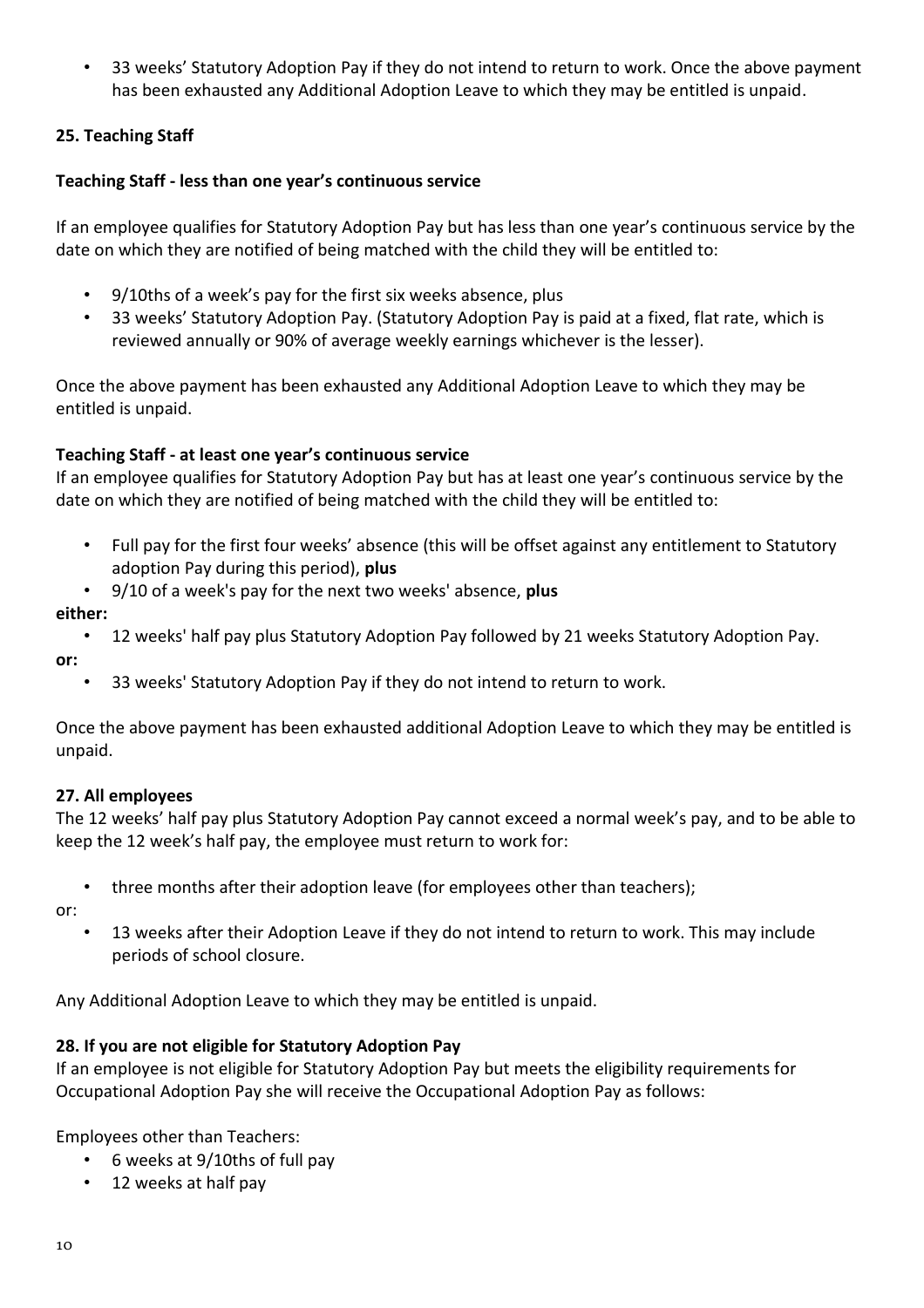- 33 weeks' Statutory Adoption Pay if they do not intend to return to work. Once the above payment has been exhausted any Additional Adoption Leave to which they may be entitled is unpaid.

**25. Teaching Staff**

**Teaching Staff - less than one year's continuous service**

If an employee qualifies for Statutory Adoption Pay but has less than one year's continuous service by the date on which they are notified of being matched with the child they will be entitled to:

- 9/10ths of a week's pay for the first six weeks absence, plus
- 33 weeks' Statutory Adoption Pay. (Statutory Adoption Pay is paid at a fixed, flat rate, which is reviewed annually or 90% of average weekly earnings whichever is the lesser).

Once the above payment has been exhausted any Additional Adoption Leave to which they may be entitled is unpaid.

**Teaching Staff - at least one year's continuous service**

If an employee qualifies for Statutory Adoption Pay but has at least one year's continuous service by the date on which they are notified of being matched with the child they will be entitled to:

- Full pay for the first four weeks' absence (this will be offset against any entitlement to Statutory adoption Pay during this period), **plus**
- 9/10 of a week's pay for the next two weeks' absence, **plus**

**either:**

- 12 weeks' half pay plus Statutory Adoption Pay followed by 21 weeks Statutory Adoption Pay.

**or:**

- 33 weeks' Statutory Adoption Pay if they do not intend to return to work.

Once the above payment has been exhausted additional Adoption Leave to which they may be entitled is unpaid.

**27. All employees**

The 12 weeks' half pay plus Statutory Adoption Pay cannot exceed a normal week's pay, and to be able to keep the 12 week's half pay, the employee must return to work for:

- three months after their adoption leave (for employees other than teachers);

or:

- 13 weeks after their Adoption Leave if they do not intend to return to work. This may include periods of school closure.

Any Additional Adoption Leave to which they may be entitled is unpaid.

**28. If you are not eligible for Statutory Adoption Pay**

If an employee is not eligible for Statutory Adoption Pay but meets the eligibility requirements for Occupational Adoption Pay she will receive the Occupational Adoption Pay as follows:

Employees other than Teachers:

- 6 weeks at 9/10ths of full pay
- 12 weeks at half pay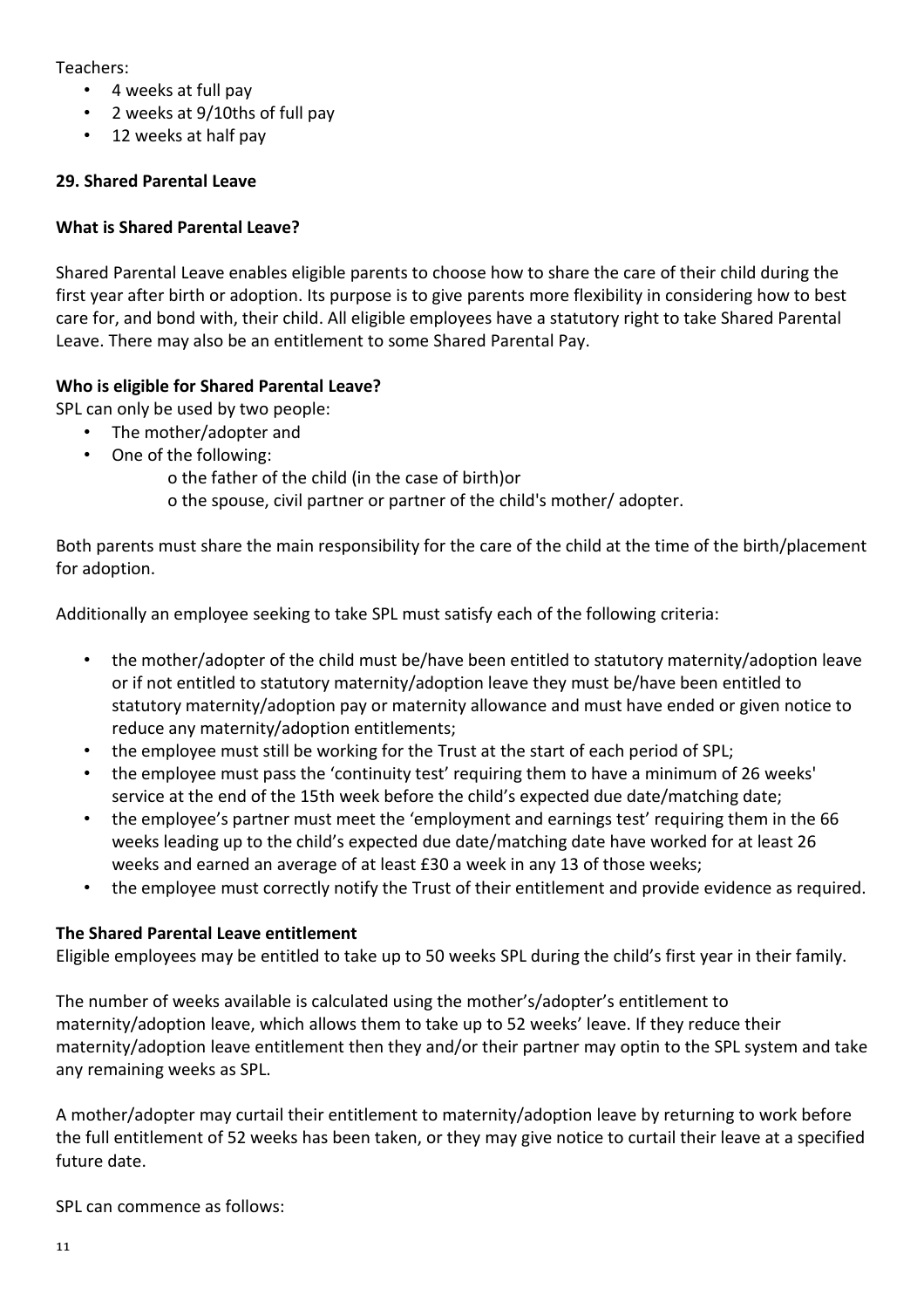Teachers:

- 4 weeks at full pay
- 2 weeks at 9/10ths of full pay
- 12 weeks at half pay

**29. Shared Parental Leave**

**What is Shared Parental Leave?**

Shared Parental Leave enables eligible parents to choose how to share the care of their child during the first year after birth or adoption. Its purpose is to give parents more flexibility in considering how to best care for, and bond with, their child. All eligible employees have a statutory right to take Shared Parental Leave. There may also be an entitlement to some Shared Parental Pay.

**Who is eligible for Shared Parental Leave?**

SPL can only be used by two people:

- The mother/adopter and
- One of the following:
    - o the father of the child (in the case of birth)or
    - o the spouse, civil partner or partner of the child's mother/ adopter.

Both parents must share the main responsibility for the care of the child at the time of the birth/placement for adoption.

Additionally an employee seeking to take SPL must satisfy each of the following criteria:

- the mother/adopter of the child must be/have been entitled to statutory maternity/adoption leave or if not entitled to statutory maternity/adoption leave they must be/have been entitled to statutory maternity/adoption pay or maternity allowance and must have ended or given notice to reduce any maternity/adoption entitlements;
- the employee must still be working for the Trust at the start of each period of SPL;
- the employee must pass the 'continuity test' requiring them to have a minimum of 26 weeks' service at the end of the 15th week before the child's expected due date/matching date;
- the employee's partner must meet the 'employment and earnings test' requiring them in the 66 weeks leading up to the child's expected due date/matching date have worked for at least 26 weeks and earned an average of at least £30 a week in any 13 of those weeks;
- the employee must correctly notify the Trust of their entitlement and provide evidence as required.

**The Shared Parental Leave entitlement**

Eligible employees may be entitled to take up to 50 weeks SPL during the child's first year in their family.

The number of weeks available is calculated using the mother's/adopter's entitlement to maternity/adoption leave, which allows them to take up to 52 weeks' leave. If they reduce their maternity/adoption leave entitlement then they and/or their partner may optin to the SPL system and take any remaining weeks as SPL.

A mother/adopter may curtail their entitlement to maternity/adoption leave by returning to work before the full entitlement of 52 weeks has been taken, or they may give notice to curtail their leave at a specified future date.

SPL can commence as follows: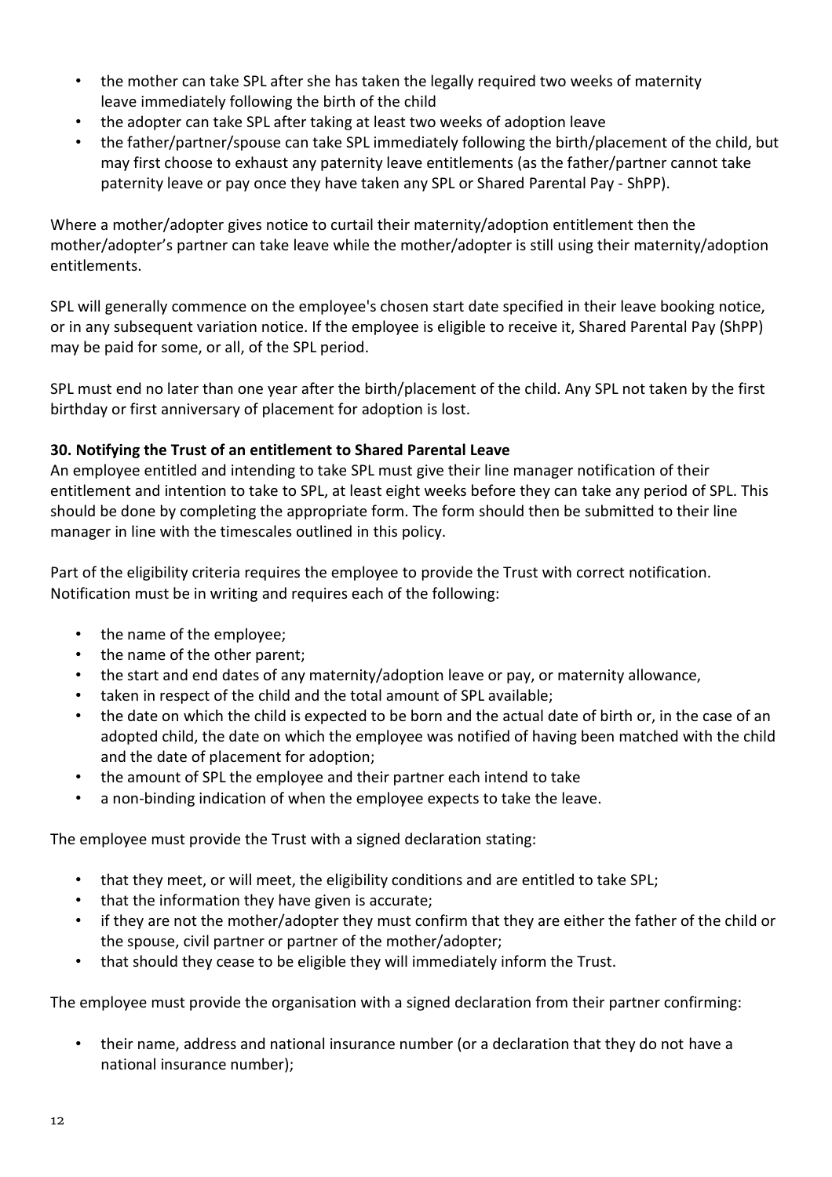- the mother can take SPL after she has taken the legally required two weeks of maternity leave immediately following the birth of the child
- the adopter can take SPL after taking at least two weeks of adoption leave
- the father/partner/spouse can take SPL immediately following the birth/placement of the child, but may first choose to exhaust any paternity leave entitlements (as the father/partner cannot take paternity leave or pay once they have taken any SPL or Shared Parental Pay - ShPP).

Where a mother/adopter gives notice to curtail their maternity/adoption entitlement then the mother/adopter's partner can take leave while the mother/adopter is still using their maternity/adoption entitlements.

SPL will generally commence on the employee's chosen start date specified in their leave booking notice, or in any subsequent variation notice. If the employee is eligible to receive it, Shared Parental Pay (ShPP) may be paid for some, or all, of the SPL period.

SPL must end no later than one year after the birth/placement of the child. Any SPL not taken by the first birthday or first anniversary of placement for adoption is lost.

**30. Notifying the Trust of an entitlement to Shared Parental Leave**

An employee entitled and intending to take SPL must give their line manager notification of their entitlement and intention to take to SPL, at least eight weeks before they can take any period of SPL. This should be done by completing the appropriate form. The form should then be submitted to their line manager in line with the timescales outlined in this policy.

Part of the eligibility criteria requires the employee to provide the Trust with correct notification. Notification must be in writing and requires each of the following:

- the name of the employee;
- the name of the other parent;
- the start and end dates of any maternity/adoption leave or pay, or maternity allowance,
- taken in respect of the child and the total amount of SPL available;
- the date on which the child is expected to be born and the actual date of birth or, in the case of an adopted child, the date on which the employee was notified of having been matched with the child and the date of placement for adoption;
- the amount of SPL the employee and their partner each intend to take
- a non-binding indication of when the employee expects to take the leave.

The employee must provide the Trust with a signed declaration stating:

- that they meet, or will meet, the eligibility conditions and are entitled to take SPL;
- that the information they have given is accurate;
- if they are not the mother/adopter they must confirm that they are either the father of the child or the spouse, civil partner or partner of the mother/adopter;
- that should they cease to be eligible they will immediately inform the Trust.

The employee must provide the organisation with a signed declaration from their partner confirming:

- their name, address and national insurance number (or a declaration that they do not have a national insurance number);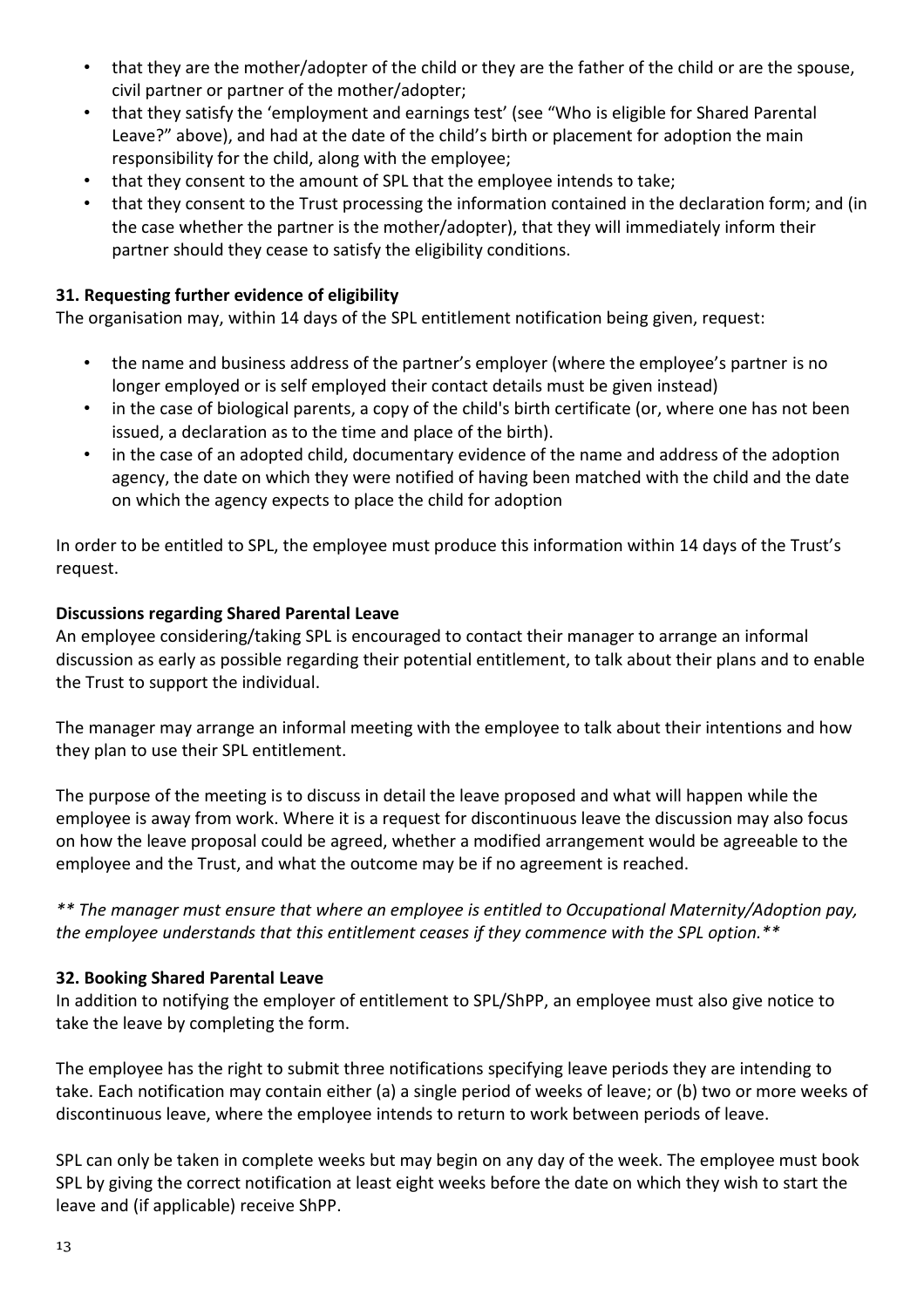- that they are the mother/adopter of the child or they are the father of the child or are the spouse, civil partner or partner of the mother/adopter;
- that they satisfy the 'employment and earnings test' (see "Who is eligible for Shared Parental Leave?" above), and had at the date of the child's birth or placement for adoption the main responsibility for the child, along with the employee;
- that they consent to the amount of SPL that the employee intends to take;
- that they consent to the Trust processing the information contained in the declaration form; and (in the case whether the partner is the mother/adopter), that they will immediately inform their partner should they cease to satisfy the eligibility conditions.

**31. Requesting further evidence of eligibility**

The organisation may, within 14 days of the SPL entitlement notification being given, request:

- the name and business address of the partner's employer (where the employee's partner is no longer employed or is self employed their contact details must be given instead)
- in the case of biological parents, a copy of the child's birth certificate (or, where one has not been issued, a declaration as to the time and place of the birth).
- in the case of an adopted child, documentary evidence of the name and address of the adoption agency, the date on which they were notified of having been matched with the child and the date on which the agency expects to place the child for adoption

In order to be entitled to SPL, the employee must produce this information within 14 days of the Trust's request.

**Discussions regarding Shared Parental Leave**

An employee considering/taking SPL is encouraged to contact their manager to arrange an informal discussion as early as possible regarding their potential entitlement, to talk about their plans and to enable the Trust to support the individual.

The manager may arrange an informal meeting with the employee to talk about their intentions and how they plan to use their SPL entitlement.

The purpose of the meeting is to discuss in detail the leave proposed and what will happen while the employee is away from work. Where it is a request for discontinuous leave the discussion may also focus on how the leave proposal could be agreed, whether a modified arrangement would be agreeable to the employee and the Trust, and what the outcome may be if no agreement is reached.

*\*\* The manager must ensure that where an employee is entitled to Occupational Maternity/Adoption pay, the employee understands that this entitlement ceases if they commence with the SPL option.\*\**

**32. Booking Shared Parental Leave**

In addition to notifying the employer of entitlement to SPL/ShPP, an employee must also give notice to take the leave by completing the form.

The employee has the right to submit three notifications specifying leave periods they are intending to take. Each notification may contain either (a) a single period of weeks of leave; or (b) two or more weeks of discontinuous leave, where the employee intends to return to work between periods of leave.

SPL can only be taken in complete weeks but may begin on any day of the week. The employee must book SPL by giving the correct notification at least eight weeks before the date on which they wish to start the leave and (if applicable) receive ShPP.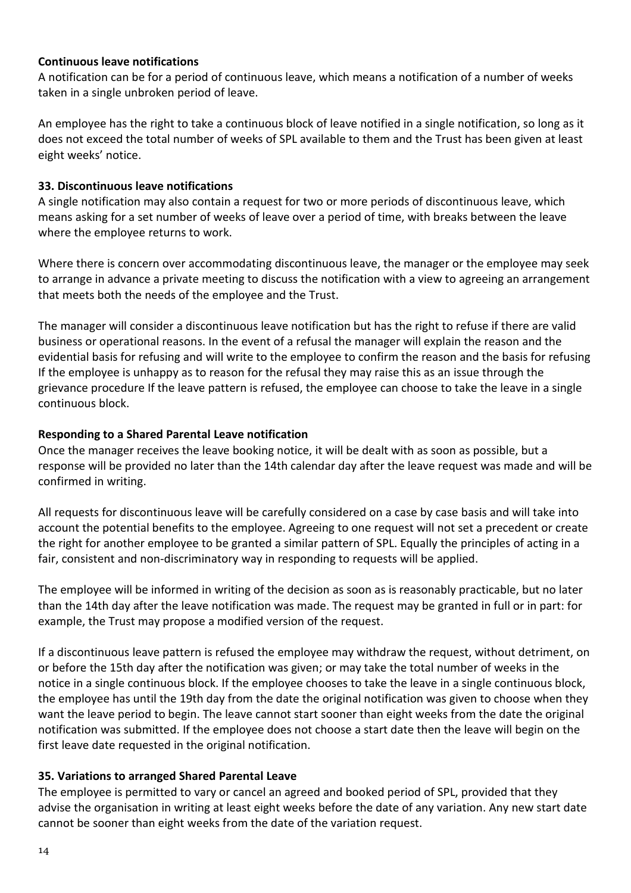**Continuous leave notifications**

A notification can be for a period of continuous leave, which means a notification of a number of weeks taken in a single unbroken period of leave.

An employee has the right to take a continuous block of leave notified in a single notification, so long as it does not exceed the total number of weeks of SPL available to them and the Trust has been given at least eight weeks' notice.

**33. Discontinuous leave notifications**

A single notification may also contain a request for two or more periods of discontinuous leave, which means asking for a set number of weeks of leave over a period of time, with breaks between the leave where the employee returns to work.

Where there is concern over accommodating discontinuous leave, the manager or the employee may seek to arrange in advance a private meeting to discuss the notification with a view to agreeing an arrangement that meets both the needs of the employee and the Trust.

The manager will consider a discontinuous leave notification but has the right to refuse if there are valid business or operational reasons. In the event of a refusal the manager will explain the reason and the evidential basis for refusing and will write to the employee to confirm the reason and the basis for refusing If the employee is unhappy as to reason for the refusal they may raise this as an issue through the grievance procedure If the leave pattern is refused, the employee can choose to take the leave in a single continuous block.

**Responding to a Shared Parental Leave notification**

Once the manager receives the leave booking notice, it will be dealt with as soon as possible, but a response will be provided no later than the 14th calendar day after the leave request was made and will be confirmed in writing.

All requests for discontinuous leave will be carefully considered on a case by case basis and will take into account the potential benefits to the employee. Agreeing to one request will not set a precedent or create the right for another employee to be granted a similar pattern of SPL. Equally the principles of acting in a fair, consistent and non-discriminatory way in responding to requests will be applied.

The employee will be informed in writing of the decision as soon as is reasonably practicable, but no later than the 14th day after the leave notification was made. The request may be granted in full or in part: for example, the Trust may propose a modified version of the request.

If a discontinuous leave pattern is refused the employee may withdraw the request, without detriment, on or before the 15th day after the notification was given; or may take the total number of weeks in the notice in a single continuous block. If the employee chooses to take the leave in a single continuous block, the employee has until the 19th day from the date the original notification was given to choose when they want the leave period to begin. The leave cannot start sooner than eight weeks from the date the original notification was submitted. If the employee does not choose a start date then the leave will begin on the first leave date requested in the original notification.

**35. Variations to arranged Shared Parental Leave**

The employee is permitted to vary or cancel an agreed and booked period of SPL, provided that they advise the organisation in writing at least eight weeks before the date of any variation. Any new start date cannot be sooner than eight weeks from the date of the variation request.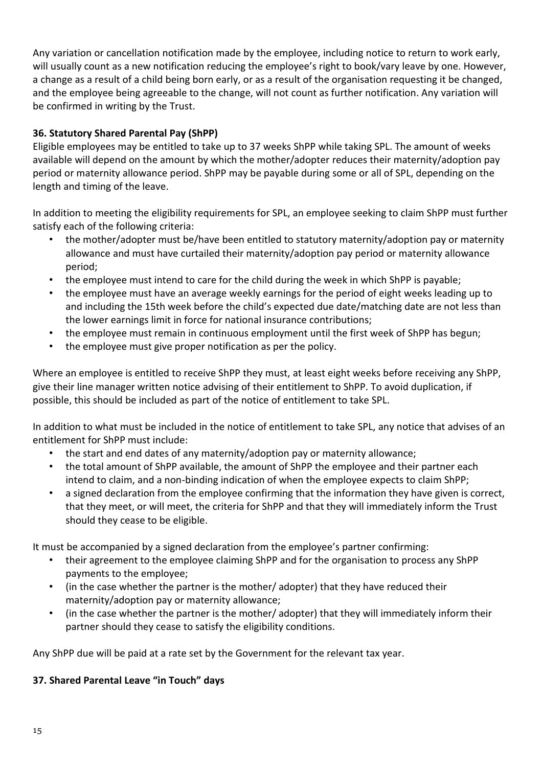Any variation or cancellation notification made by the employee, including notice to return to work early, will usually count as a new notification reducing the employee's right to book/vary leave by one. However, a change as a result of a child being born early, or as a result of the organisation requesting it be changed, and the employee being agreeable to the change, will not count as further notification. Any variation will be confirmed in writing by the Trust.

**36. Statutory Shared Parental Pay (ShPP)**

Eligible employees may be entitled to take up to 37 weeks ShPP while taking SPL. The amount of weeks available will depend on the amount by which the mother/adopter reduces their maternity/adoption pay period or maternity allowance period. ShPP may be payable during some or all of SPL, depending on the length and timing of the leave.

In addition to meeting the eligibility requirements for SPL, an employee seeking to claim ShPP must further satisfy each of the following criteria:

- the mother/adopter must be/have been entitled to statutory maternity/adoption pay or maternity allowance and must have curtailed their maternity/adoption pay period or maternity allowance period;
- the employee must intend to care for the child during the week in which ShPP is payable;
- the employee must have an average weekly earnings for the period of eight weeks leading up to and including the 15th week before the child's expected due date/matching date are not less than the lower earnings limit in force for national insurance contributions;
- the employee must remain in continuous employment until the first week of ShPP has begun;
- the employee must give proper notification as per the policy.

Where an employee is entitled to receive ShPP they must, at least eight weeks before receiving any ShPP, give their line manager written notice advising of their entitlement to ShPP. To avoid duplication, if possible, this should be included as part of the notice of entitlement to take SPL.

In addition to what must be included in the notice of entitlement to take SPL, any notice that advises of an entitlement for ShPP must include:

- the start and end dates of any maternity/adoption pay or maternity allowance;
- the total amount of ShPP available, the amount of ShPP the employee and their partner each intend to claim, and a non-binding indication of when the employee expects to claim ShPP;
- a signed declaration from the employee confirming that the information they have given is correct, that they meet, or will meet, the criteria for ShPP and that they will immediately inform the Trust should they cease to be eligible.

It must be accompanied by a signed declaration from the employee's partner confirming:

- their agreement to the employee claiming ShPP and for the organisation to process any ShPP payments to the employee;
- (in the case whether the partner is the mother/ adopter) that they have reduced their maternity/adoption pay or maternity allowance;
- (in the case whether the partner is the mother/ adopter) that they will immediately inform their partner should they cease to satisfy the eligibility conditions.

Any ShPP due will be paid at a rate set by the Government for the relevant tax year.

**37. Shared Parental Leave "in Touch" days**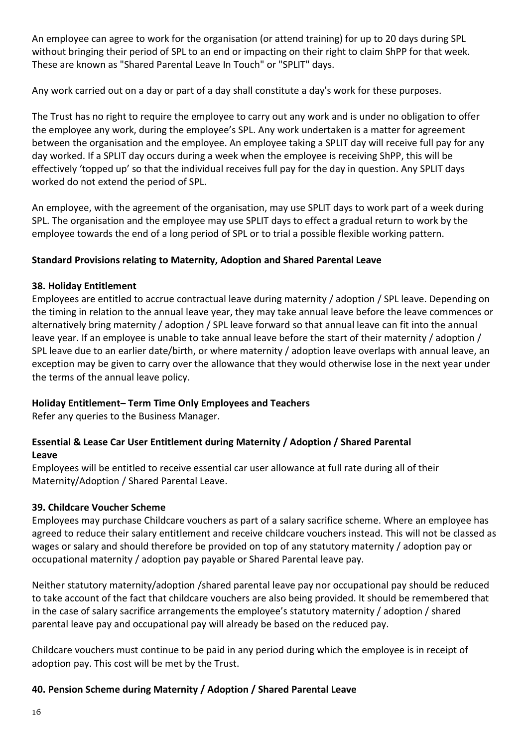An employee can agree to work for the organisation (or attend training) for up to 20 days during SPL without bringing their period of SPL to an end or impacting on their right to claim ShPP for that week. These are known as "Shared Parental Leave In Touch" or "SPLIT" days.

Any work carried out on a day or part of a day shall constitute a day's work for these purposes.

The Trust has no right to require the employee to carry out any work and is under no obligation to offer the employee any work, during the employee's SPL. Any work undertaken is a matter for agreement between the organisation and the employee. An employee taking a SPLIT day will receive full pay for any day worked. If a SPLIT day occurs during a week when the employee is receiving ShPP, this will be effectively 'topped up' so that the individual receives full pay for the day in question. Any SPLIT days worked do not extend the period of SPL.

An employee, with the agreement of the organisation, may use SPLIT days to work part of a week during SPL. The organisation and the employee may use SPLIT days to effect a gradual return to work by the employee towards the end of a long period of SPL or to trial a possible flexible working pattern.

**Standard Provisions relating to Maternity, Adoption and Shared Parental Leave**

**38. Holiday Entitlement**

Employees are entitled to accrue contractual leave during maternity / adoption / SPL leave. Depending on the timing in relation to the annual leave year, they may take annual leave before the leave commences or alternatively bring maternity / adoption / SPL leave forward so that annual leave can fit into the annual leave year. If an employee is unable to take annual leave before the start of their maternity / adoption / SPL leave due to an earlier date/birth, or where maternity / adoption leave overlaps with annual leave, an exception may be given to carry over the allowance that they would otherwise lose in the next year under the terms of the annual leave policy.

**Holiday Entitlement– Term Time Only Employees and Teachers**

Refer any queries to the Business Manager.

**Essential & Lease Car User Entitlement during Maternity / Adoption / Shared Parental Leave**

Employees will be entitled to receive essential car user allowance at full rate during all of their Maternity/Adoption / Shared Parental Leave.

**39. Childcare Voucher Scheme**

Employees may purchase Childcare vouchers as part of a salary sacrifice scheme. Where an employee has agreed to reduce their salary entitlement and receive childcare vouchers instead. This will not be classed as wages or salary and should therefore be provided on top of any statutory maternity / adoption pay or occupational maternity / adoption pay payable or Shared Parental leave pay.

Neither statutory maternity/adoption /shared parental leave pay nor occupational pay should be reduced to take account of the fact that childcare vouchers are also being provided. It should be remembered that in the case of salary sacrifice arrangements the employee's statutory maternity / adoption / shared parental leave pay and occupational pay will already be based on the reduced pay.

Childcare vouchers must continue to be paid in any period during which the employee is in receipt of adoption pay. This cost will be met by the Trust.

**40. Pension Scheme during Maternity / Adoption / Shared Parental Leave**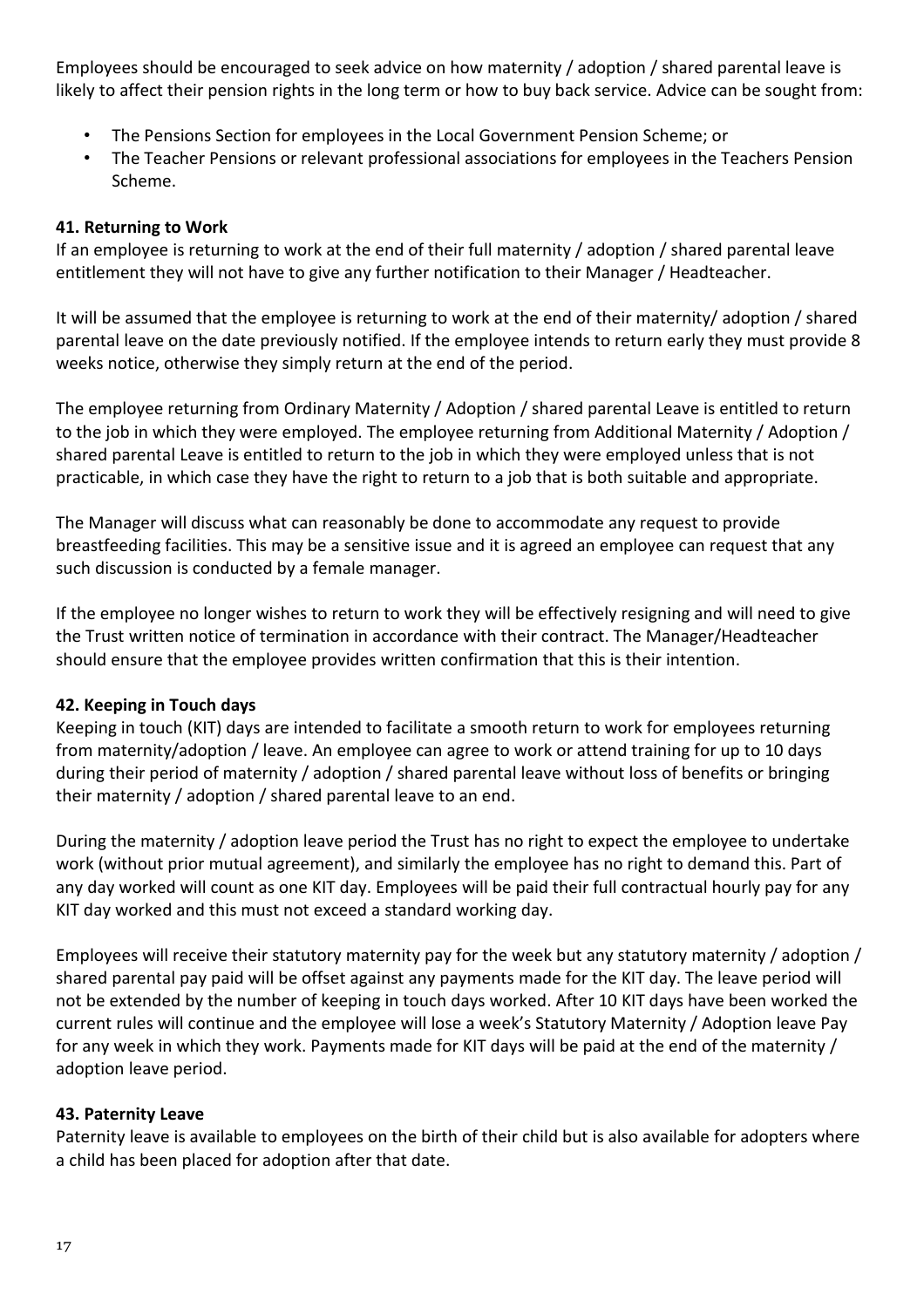Employees should be encouraged to seek advice on how maternity / adoption / shared parental leave is likely to affect their pension rights in the long term or how to buy back service. Advice can be sought from:

- The Pensions Section for employees in the Local Government Pension Scheme; or
- The Teacher Pensions or relevant professional associations for employees in the Teachers Pension Scheme.

**41. Returning to Work**

If an employee is returning to work at the end of their full maternity / adoption / shared parental leave entitlement they will not have to give any further notification to their Manager / Headteacher.

It will be assumed that the employee is returning to work at the end of their maternity/ adoption / shared parental leave on the date previously notified. If the employee intends to return early they must provide 8 weeks notice, otherwise they simply return at the end of the period.

The employee returning from Ordinary Maternity / Adoption / shared parental Leave is entitled to return to the job in which they were employed. The employee returning from Additional Maternity / Adoption / shared parental Leave is entitled to return to the job in which they were employed unless that is not practicable, in which case they have the right to return to a job that is both suitable and appropriate.

The Manager will discuss what can reasonably be done to accommodate any request to provide breastfeeding facilities. This may be a sensitive issue and it is agreed an employee can request that any such discussion is conducted by a female manager.

If the employee no longer wishes to return to work they will be effectively resigning and will need to give the Trust written notice of termination in accordance with their contract. The Manager/Headteacher should ensure that the employee provides written confirmation that this is their intention.

**42. Keeping in Touch days**

Keeping in touch (KIT) days are intended to facilitate a smooth return to work for employees returning from maternity/adoption / leave. An employee can agree to work or attend training for up to 10 days during their period of maternity / adoption / shared parental leave without loss of benefits or bringing their maternity / adoption / shared parental leave to an end.

During the maternity / adoption leave period the Trust has no right to expect the employee to undertake work (without prior mutual agreement), and similarly the employee has no right to demand this. Part of any day worked will count as one KIT day. Employees will be paid their full contractual hourly pay for any KIT day worked and this must not exceed a standard working day.

Employees will receive their statutory maternity pay for the week but any statutory maternity / adoption / shared parental pay paid will be offset against any payments made for the KIT day. The leave period will not be extended by the number of keeping in touch days worked. After 10 KIT days have been worked the current rules will continue and the employee will lose a week's Statutory Maternity / Adoption leave Pay for any week in which they work. Payments made for KIT days will be paid at the end of the maternity / adoption leave period.

**43. Paternity Leave**

Paternity leave is available to employees on the birth of their child but is also available for adopters where a child has been placed for adoption after that date.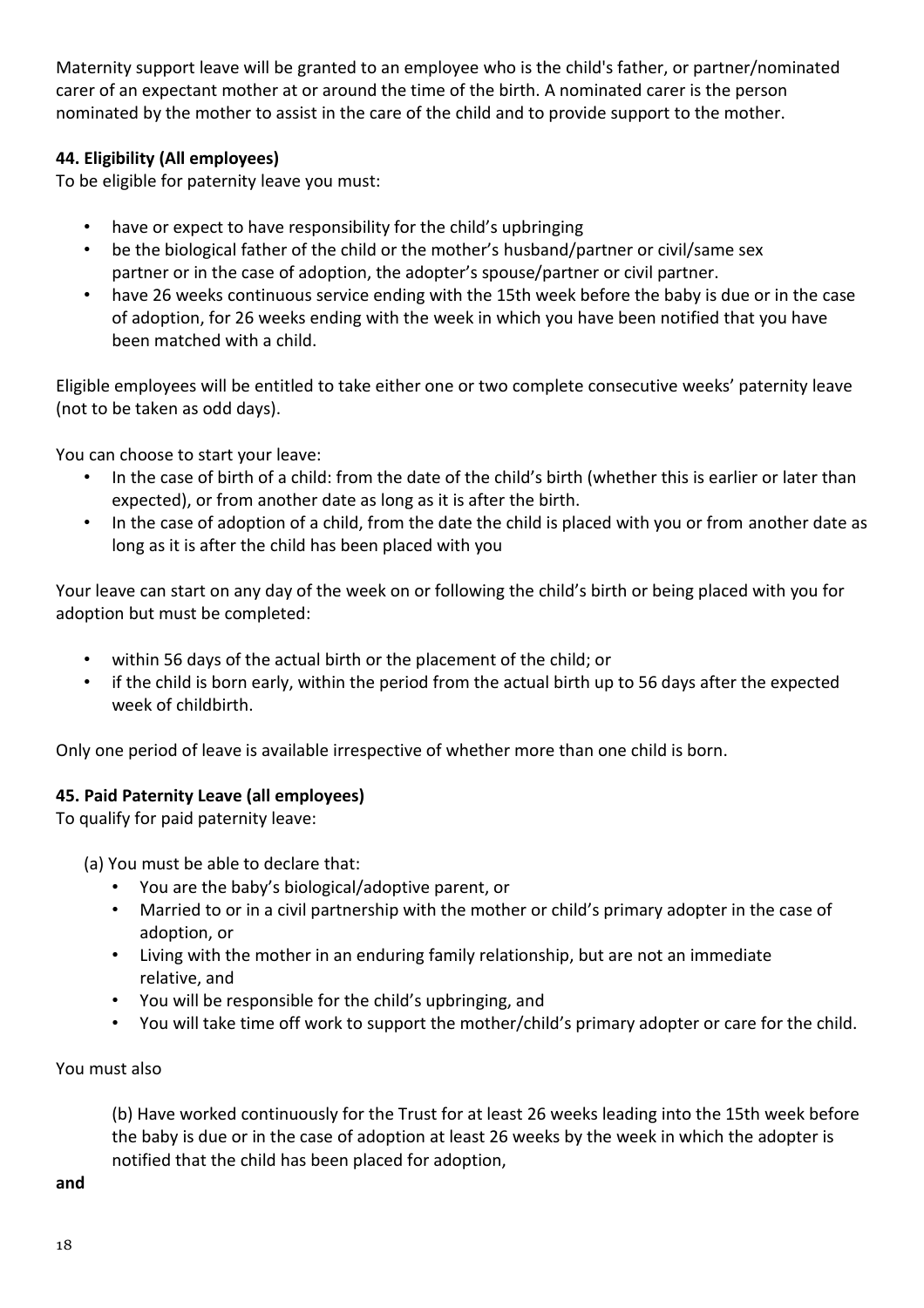Maternity support leave will be granted to an employee who is the child's father, or partner/nominated carer of an expectant mother at or around the time of the birth. A nominated carer is the person nominated by the mother to assist in the care of the child and to provide support to the mother.

### 44. Eligibility (All employees)

To be eligible for paternity leave you must:

- have or expect to have responsibility for the child's upbringing
- be the biological father of the child or the mother's husband/partner or civil/same sex partner or in the case of adoption, the adopter's spouse/partner or civil partner.
- have 26 weeks continuous service ending with the 15th week before the baby is due or in the case of adoption, for 26 weeks ending with the week in which you have been notified that you have been matched with a child.

Eligible employees will be entitled to take either one or two complete consecutive weeks' paternity leave (not to be taken as odd days).

You can choose to start your leave:

- In the case of birth of a child: from the date of the child's birth (whether this is earlier or later than expected), or from another date as long as it is after the birth.
- In the case of adoption of a child, from the date the child is placed with you or from another date as long as it is after the child has been placed with you

Your leave can start on any day of the week on or following the child's birth or being placed with you for adoption but must be completed:

- within 56 days of the actual birth or the placement of the child; or
- if the child is born early, within the period from the actual birth up to 56 days after the expected week of childbirth.

Only one period of leave is available irrespective of whether more than one child is born.

### 45. Paid Paternity Leave (all employees)

To qualify for paid paternity leave:

(a) You must be able to declare that:

- You are the baby's biological/adoptive parent, or
- Married to or in a civil partnership with the mother or child's primary adopter in the case of adoption, or
- Living with the mother in an enduring family relationship, but are not an immediate relative, and
- You will be responsible for the child's upbringing, and
- You will take time off work to support the mother/child's primary adopter or care for the child.

You must also

(b) Have worked continuously for the Trust for at least 26 weeks leading into the 15th week before the baby is due or in the case of adoption at least 26 weeks by the week in which the adopter is notified that the child has been placed for adoption,

**and**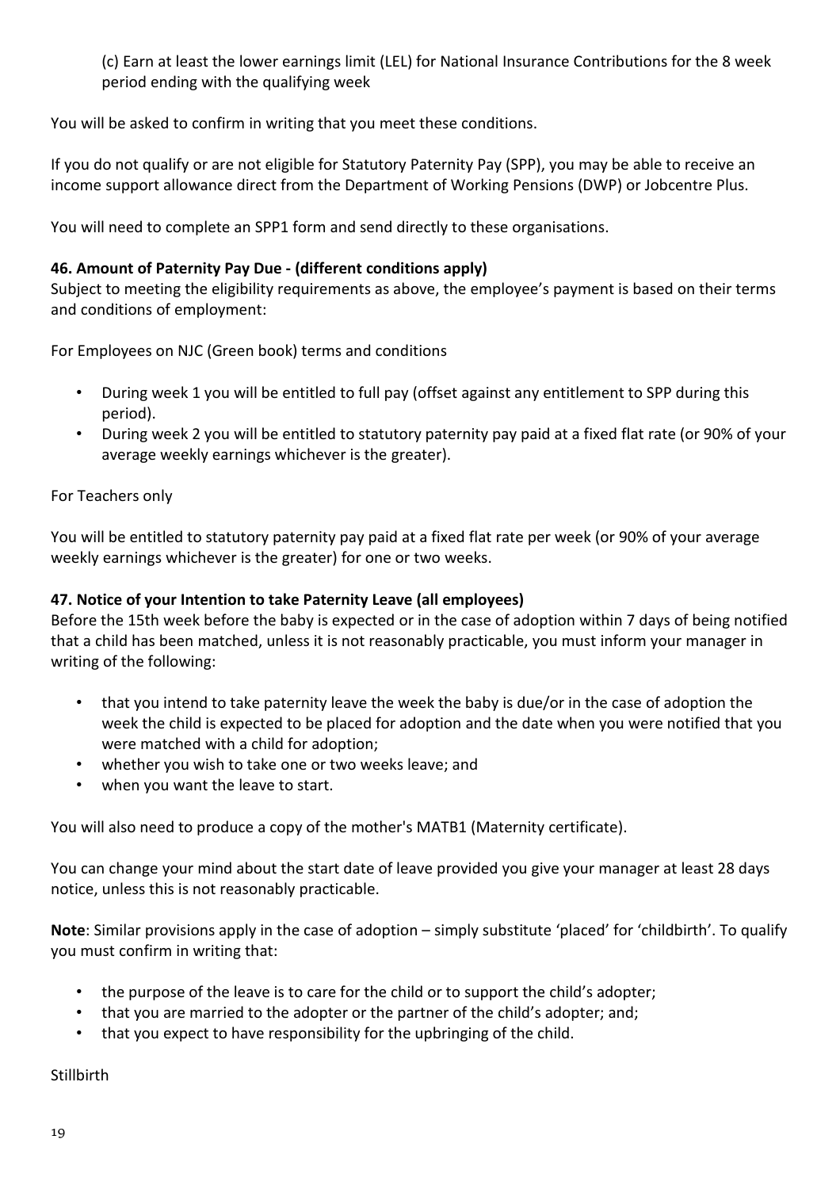(c) Earn at least the lower earnings limit (LEL) for National Insurance Contributions for the 8 week period ending with the qualifying week

You will be asked to confirm in writing that you meet these conditions.

If you do not qualify or are not eligible for Statutory Paternity Pay (SPP), you may be able to receive an income support allowance direct from the Department of Working Pensions (DWP) or Jobcentre Plus.

You will need to complete an SPP1 form and send directly to these organisations.

**46. Amount of Paternity Pay Due - (different conditions apply)**
Subject to meeting the eligibility requirements as above, the employee's payment is based on their terms and conditions of employment:

For Employees on NJC (Green book) terms and conditions

- During week 1 you will be entitled to full pay (offset against any entitlement to SPP during this period).
- During week 2 you will be entitled to statutory paternity pay paid at a fixed flat rate (or 90% of your average weekly earnings whichever is the greater).

For Teachers only

You will be entitled to statutory paternity pay paid at a fixed flat rate per week (or 90% of your average weekly earnings whichever is the greater) for one or two weeks.

**47. Notice of your Intention to take Paternity Leave (all employees)**
Before the 15th week before the baby is expected or in the case of adoption within 7 days of being notified that a child has been matched, unless it is not reasonably practicable, you must inform your manager in writing of the following:

- that you intend to take paternity leave the week the baby is due/or in the case of adoption the week the child is expected to be placed for adoption and the date when you were notified that you were matched with a child for adoption;
- whether you wish to take one or two weeks leave; and
- when you want the leave to start.

You will also need to produce a copy of the mother's MATB1 (Maternity certificate).

You can change your mind about the start date of leave provided you give your manager at least 28 days notice, unless this is not reasonably practicable.

**Note**: Similar provisions apply in the case of adoption – simply substitute 'placed' for 'childbirth'. To qualify you must confirm in writing that:

- the purpose of the leave is to care for the child or to support the child's adopter;
- that you are married to the adopter or the partner of the child's adopter; and;
- that you expect to have responsibility for the upbringing of the child.

Stillbirth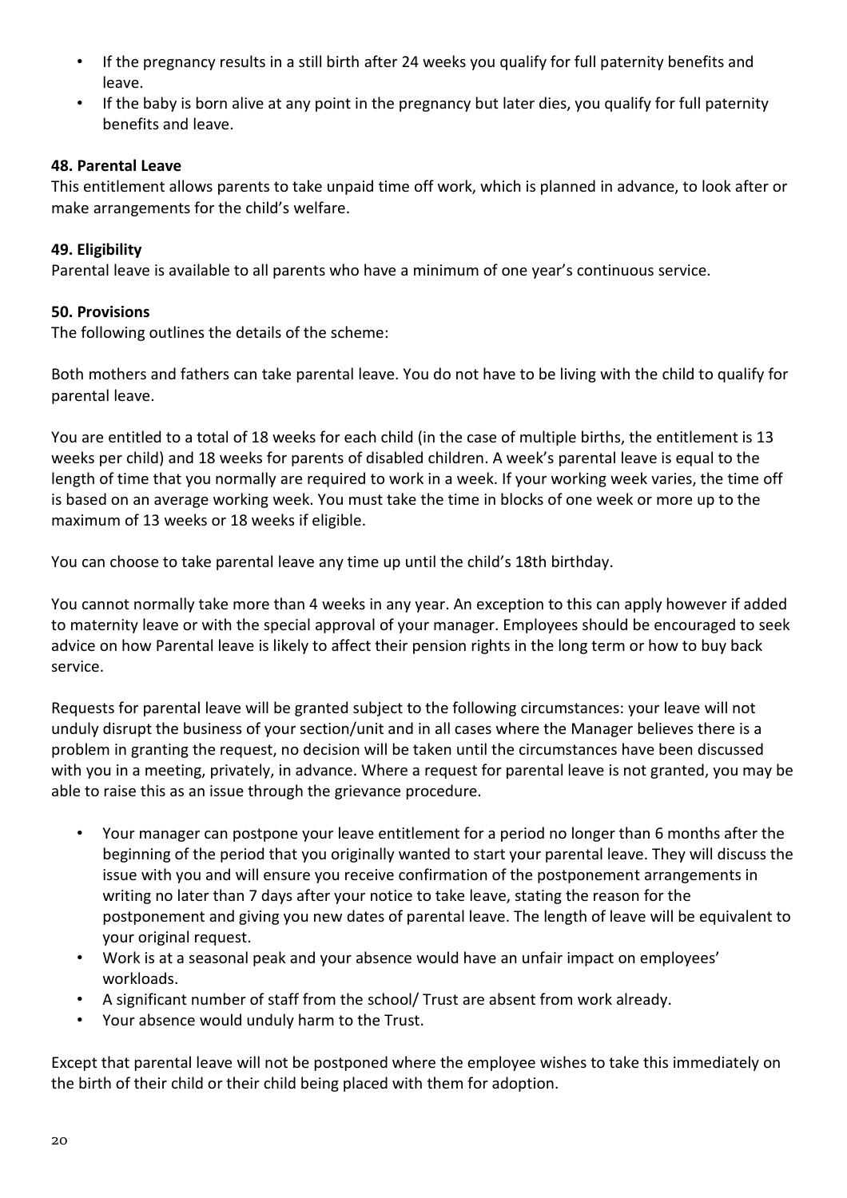- If the pregnancy results in a still birth after 24 weeks you qualify for full paternity benefits and leave.
- If the baby is born alive at any point in the pregnancy but later dies, you qualify for full paternity benefits and leave.

**48. Parental Leave**

This entitlement allows parents to take unpaid time off work, which is planned in advance, to look after or make arrangements for the child's welfare.

**49. Eligibility**

Parental leave is available to all parents who have a minimum of one year's continuous service.

**50. Provisions**

The following outlines the details of the scheme:

Both mothers and fathers can take parental leave. You do not have to be living with the child to qualify for parental leave.

You are entitled to a total of 18 weeks for each child (in the case of multiple births, the entitlement is 13 weeks per child) and 18 weeks for parents of disabled children. A week's parental leave is equal to the length of time that you normally are required to work in a week. If your working week varies, the time off is based on an average working week. You must take the time in blocks of one week or more up to the maximum of 13 weeks or 18 weeks if eligible.

You can choose to take parental leave any time up until the child's 18th birthday.

You cannot normally take more than 4 weeks in any year. An exception to this can apply however if added to maternity leave or with the special approval of your manager. Employees should be encouraged to seek advice on how Parental leave is likely to affect their pension rights in the long term or how to buy back service.

Requests for parental leave will be granted subject to the following circumstances: your leave will not unduly disrupt the business of your section/unit and in all cases where the Manager believes there is a problem in granting the request, no decision will be taken until the circumstances have been discussed with you in a meeting, privately, in advance. Where a request for parental leave is not granted, you may be able to raise this as an issue through the grievance procedure.

- Your manager can postpone your leave entitlement for a period no longer than 6 months after the beginning of the period that you originally wanted to start your parental leave. They will discuss the issue with you and will ensure you receive confirmation of the postponement arrangements in writing no later than 7 days after your notice to take leave, stating the reason for the postponement and giving you new dates of parental leave. The length of leave will be equivalent to your original request.
- Work is at a seasonal peak and your absence would have an unfair impact on employees' workloads.
- A significant number of staff from the school/ Trust are absent from work already.
- Your absence would unduly harm to the Trust.

Except that parental leave will not be postponed where the employee wishes to take this immediately on the birth of their child or their child being placed with them for adoption.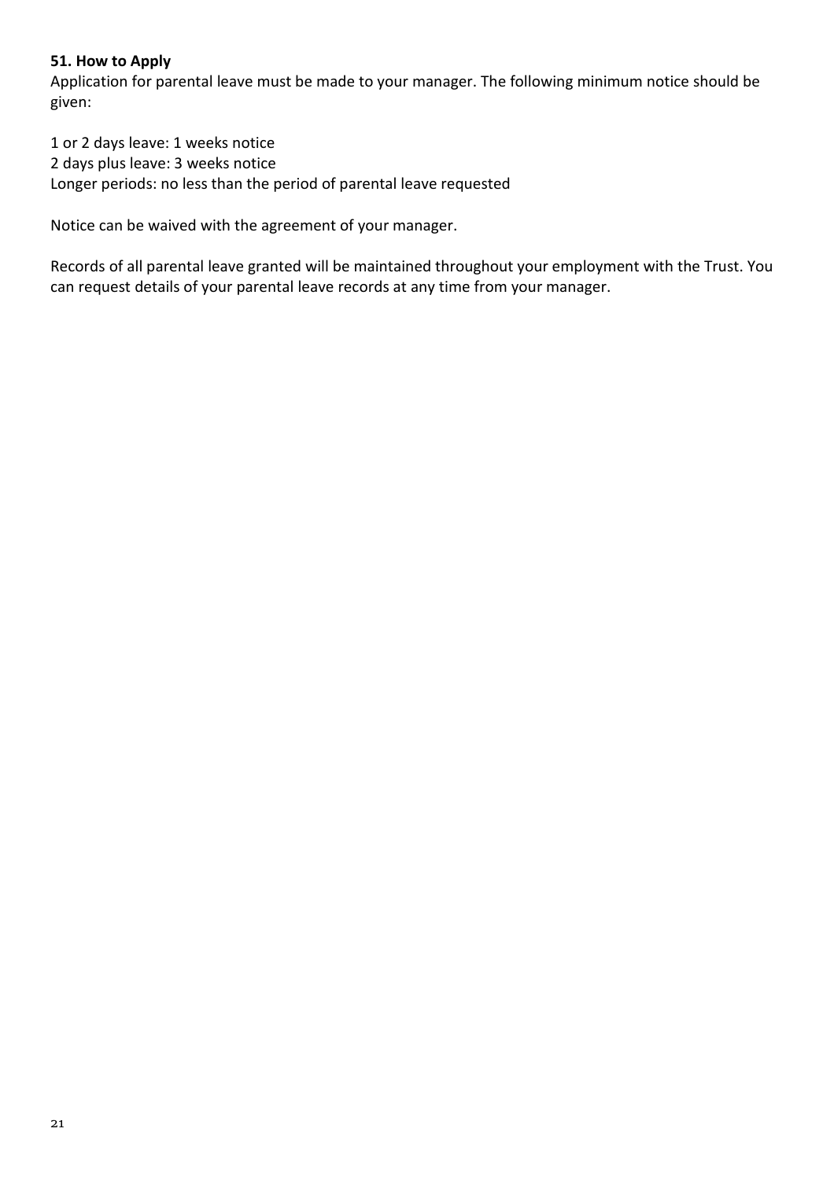**51. How to Apply**

Application for parental leave must be made to your manager. The following minimum notice should be given:

1 or 2 days leave: 1 weeks notice
2 days plus leave: 3 weeks notice
Longer periods: no less than the period of parental leave requested

Notice can be waived with the agreement of your manager.

Records of all parental leave granted will be maintained throughout your employment with the Trust. You can request details of your parental leave records at any time from your manager.